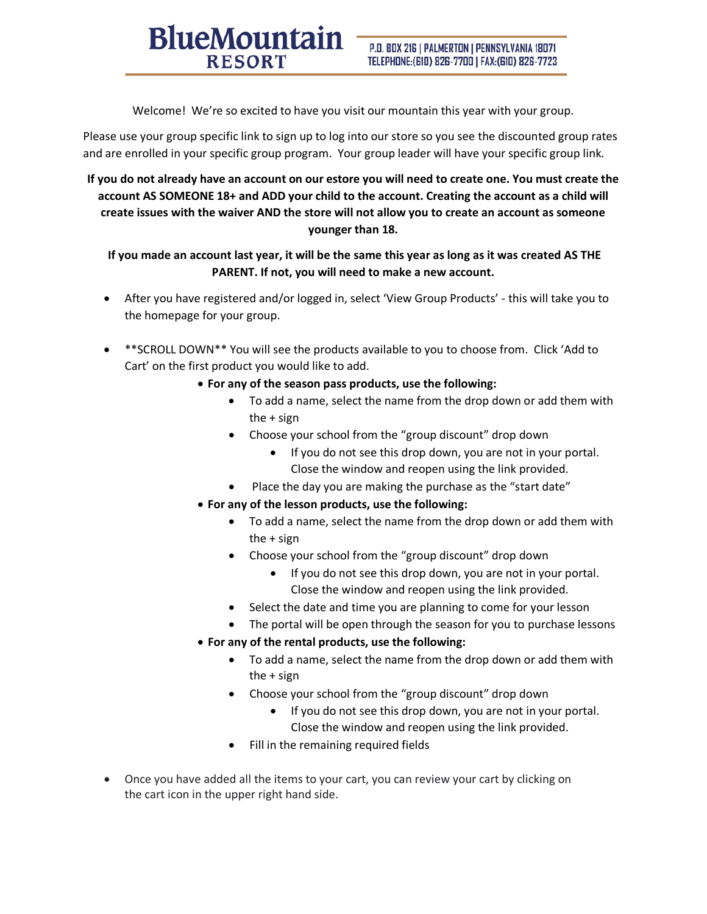# BlueMountain RESORT

P.O. BOX 216 | PALMERTON | PENNSYLVANIA 18071
TELEPHONE:(610) 826-7700 | FAX:(610) 826-7723

Welcome! We're so excited to have you visit our mountain this year with your group.

Please use your group specific link to sign up to log into our store so you see the discounted group rates and are enrolled in your specific group program. Your group leader will have your specific group link.

**If you do not already have an account on our estore you will need to create one. You must create the account AS SOMEONE 18+ and ADD your child to the account. Creating the account as a child will create issues with the waiver AND the store will not allow you to create an account as someone younger than 18.**

**If you made an account last year, it will be the same this year as long as it was created AS THE PARENT. If not, you will need to make a new account.**

- After you have registered and/or logged in, select 'View Group Products' - this will take you to the homepage for your group.
- **SCROLL DOWN** You will see the products available to you to choose from. Click 'Add to Cart' on the first product you would like to add.
  - **For any of the season pass products, use the following:**
    - To add a name, select the name from the drop down or add them with the + sign
    - Choose your school from the "group discount" drop down
      - If you do not see this drop down, you are not in your portal. Close the window and reopen using the link provided.
    - Place the day you are making the purchase as the "start date"
  - **For any of the lesson products, use the following:**
    - To add a name, select the name from the drop down or add them with the + sign
    - Choose your school from the "group discount" drop down
      - If you do not see this drop down, you are not in your portal. Close the window and reopen using the link provided.
    - Select the date and time you are planning to come for your lesson
    - The portal will be open through the season for you to purchase lessons
  - **For any of the rental products, use the following:**
    - To add a name, select the name from the drop down or add them with the + sign
    - Choose your school from the "group discount" drop down
      - If you do not see this drop down, you are not in your portal. Close the window and reopen using the link provided.
    - Fill in the remaining required fields
- Once you have added all the items to your cart, you can review your cart by clicking on the cart icon in the upper right hand side.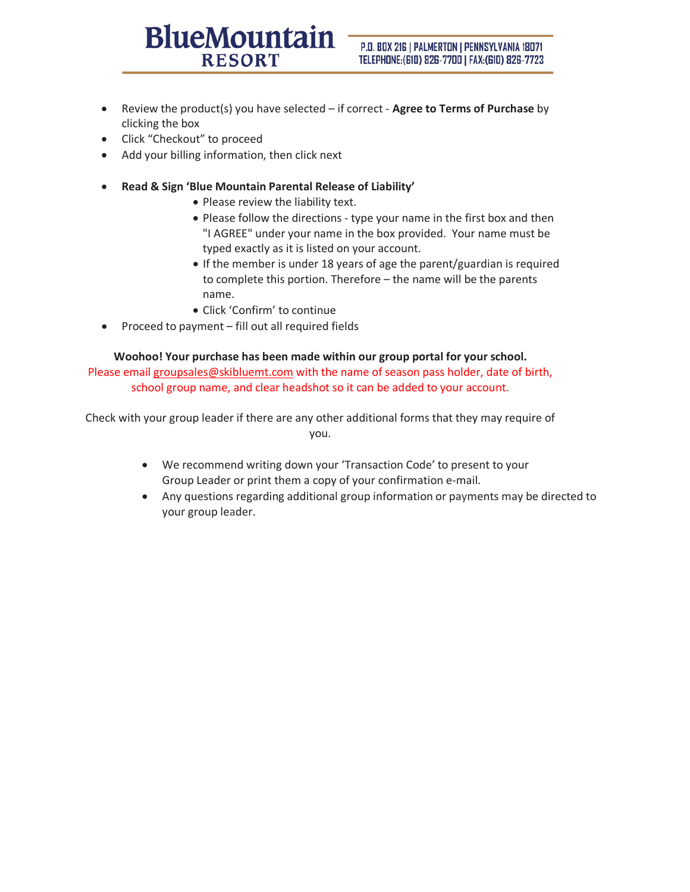- Review the product(s) you have selected – if correct - **Agree to Terms of Purchase** by clicking the box
- Click “Checkout” to proceed
- Add your billing information, then click next

- **Read & Sign ‘Blue Mountain Parental Release of Liability’**
  - Please review the liability text.
  - Please follow the directions - type your name in the first box and then "I AGREE" under your name in the box provided. Your name must be typed exactly as it is listed on your account.
  - If the member is under 18 years of age the parent/guardian is required to complete this portion. Therefore – the name will be the parents name.
  - Click ‘Confirm’ to continue
- Proceed to payment – fill out all required fields

**Woohoo! Your purchase has been made within our group portal for your school.**

Please email groupsales@skibluemt.com with the name of season pass holder, date of birth, school group name, and clear headshot so it can be added to your account.

Check with your group leader if there are any other additional forms that they may require of you.

- We recommend writing down your ‘Transaction Code’ to present to your Group Leader or print them a copy of your confirmation e-mail.
- Any questions regarding additional group information or payments may be directed to your group leader.